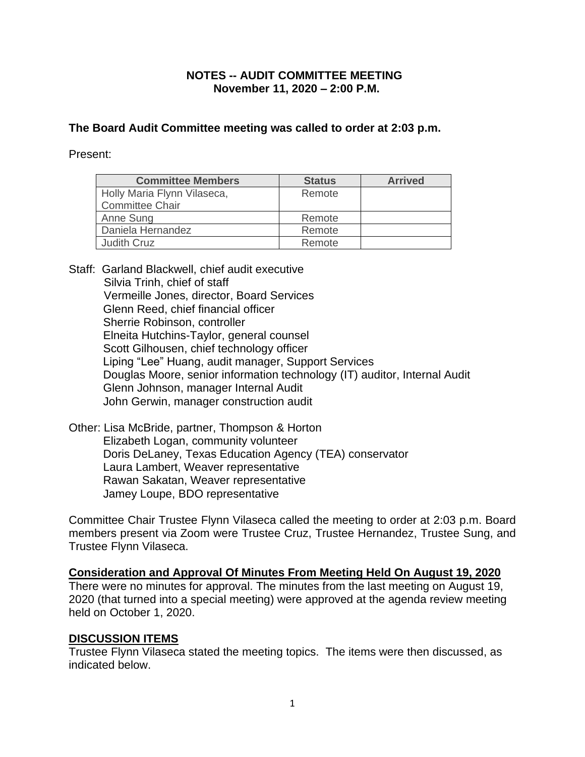**NOTES -- AUDIT COMMITTEE MEETING**
**November 11, 2020 – 2:00 P.M.**

**The Board Audit Committee meeting was called to order at 2:03 p.m.**

Present:

| Committee Members | Status | Arrived |
|---|---|---|
| Holly Maria Flynn Vilaseca, Committee Chair | Remote | |
| Anne Sung | Remote | |
| Daniela Hernandez | Remote | |
| Judith Cruz | Remote | |

Staff: Garland Blackwell, chief audit executive
Silvia Trinh, chief of staff
Vermeille Jones, director, Board Services
Glenn Reed, chief financial officer
Sherrie Robinson, controller
Elneita Hutchins-Taylor, general counsel
Scott Gilhousen, chief technology officer
Liping "Lee" Huang, audit manager, Support Services
Douglas Moore, senior information technology (IT) auditor, Internal Audit
Glenn Johnson, manager Internal Audit
John Gerwin, manager construction audit

Other: Lisa McBride, partner, Thompson & Horton
Elizabeth Logan, community volunteer
Doris DeLaney, Texas Education Agency (TEA) conservator
Laura Lambert, Weaver representative
Rawan Sakatan, Weaver representative
Jamey Loupe, BDO representative

Committee Chair Trustee Flynn Vilaseca called the meeting to order at 2:03 p.m. Board members present via Zoom were Trustee Cruz, Trustee Hernandez, Trustee Sung, and Trustee Flynn Vilaseca.

**Consideration and Approval Of Minutes From Meeting Held On August 19, 2020**

There were no minutes for approval. The minutes from the last meeting on August 19, 2020 (that turned into a special meeting) were approved at the agenda review meeting held on October 1, 2020.

**DISCUSSION ITEMS**

Trustee Flynn Vilaseca stated the meeting topics. The items were then discussed, as indicated below.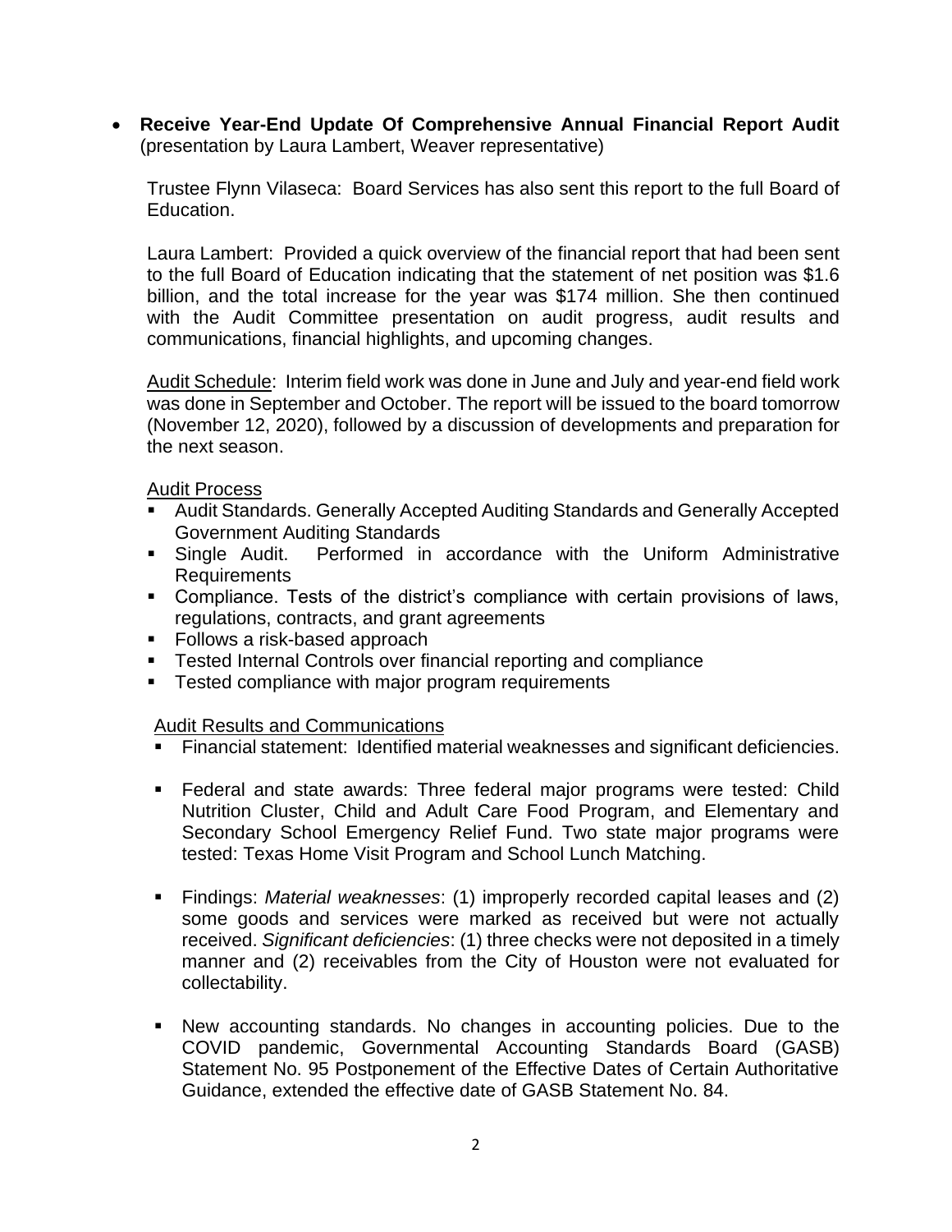- **Receive Year-End Update Of Comprehensive Annual Financial Report Audit** (presentation by Laura Lambert, Weaver representative)

  Trustee Flynn Vilaseca: Board Services has also sent this report to the full Board of Education.

  Laura Lambert: Provided a quick overview of the financial report that had been sent to the full Board of Education indicating that the statement of net position was $1.6 billion, and the total increase for the year was $174 million. She then continued with the Audit Committee presentation on audit progress, audit results and communications, financial highlights, and upcoming changes.

  Audit Schedule: Interim field work was done in June and July and year-end field work was done in September and October. The report will be issued to the board tomorrow (November 12, 2020), followed by a discussion of developments and preparation for the next season.

  Audit Process

  - Audit Standards. Generally Accepted Auditing Standards and Generally Accepted Government Auditing Standards
  - Single Audit. Performed in accordance with the Uniform Administrative Requirements
  - Compliance. Tests of the district's compliance with certain provisions of laws, regulations, contracts, and grant agreements
  - Follows a risk-based approach
  - Tested Internal Controls over financial reporting and compliance
  - Tested compliance with major program requirements

  Audit Results and Communications

  - Financial statement: Identified material weaknesses and significant deficiencies.
  - Federal and state awards: Three federal major programs were tested: Child Nutrition Cluster, Child and Adult Care Food Program, and Elementary and Secondary School Emergency Relief Fund. Two state major programs were tested: Texas Home Visit Program and School Lunch Matching.
  - Findings: *Material weaknesses*: (1) improperly recorded capital leases and (2) some goods and services were marked as received but were not actually received. *Significant deficiencies*: (1) three checks were not deposited in a timely manner and (2) receivables from the City of Houston were not evaluated for collectability.
  - New accounting standards. No changes in accounting policies. Due to the COVID pandemic, Governmental Accounting Standards Board (GASB) Statement No. 95 Postponement of the Effective Dates of Certain Authoritative Guidance, extended the effective date of GASB Statement No. 84.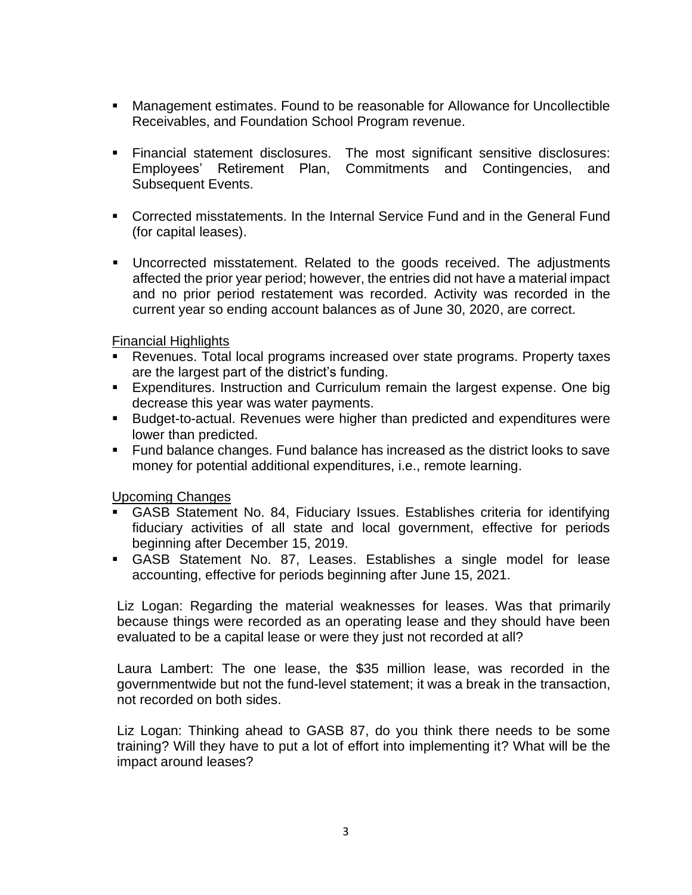- Management estimates. Found to be reasonable for Allowance for Uncollectible Receivables, and Foundation School Program revenue.

- Financial statement disclosures. The most significant sensitive disclosures: Employees' Retirement Plan, Commitments and Contingencies, and Subsequent Events.

- Corrected misstatements. In the Internal Service Fund and in the General Fund (for capital leases).

- Uncorrected misstatement. Related to the goods received. The adjustments affected the prior year period; however, the entries did not have a material impact and no prior period restatement was recorded. Activity was recorded in the current year so ending account balances as of June 30, 2020, are correct.

Financial Highlights

- Revenues. Total local programs increased over state programs. Property taxes are the largest part of the district's funding.
- Expenditures. Instruction and Curriculum remain the largest expense. One big decrease this year was water payments.
- Budget-to-actual. Revenues were higher than predicted and expenditures were lower than predicted.
- Fund balance changes. Fund balance has increased as the district looks to save money for potential additional expenditures, i.e., remote learning.

Upcoming Changes

- GASB Statement No. 84, Fiduciary Issues. Establishes criteria for identifying fiduciary activities of all state and local government, effective for periods beginning after December 15, 2019.
- GASB Statement No. 87, Leases. Establishes a single model for lease accounting, effective for periods beginning after June 15, 2021.

Liz Logan: Regarding the material weaknesses for leases. Was that primarily because things were recorded as an operating lease and they should have been evaluated to be a capital lease or were they just not recorded at all?

Laura Lambert: The one lease, the $35 million lease, was recorded in the governmentwide but not the fund-level statement; it was a break in the transaction, not recorded on both sides.

Liz Logan: Thinking ahead to GASB 87, do you think there needs to be some training? Will they have to put a lot of effort into implementing it? What will be the impact around leases?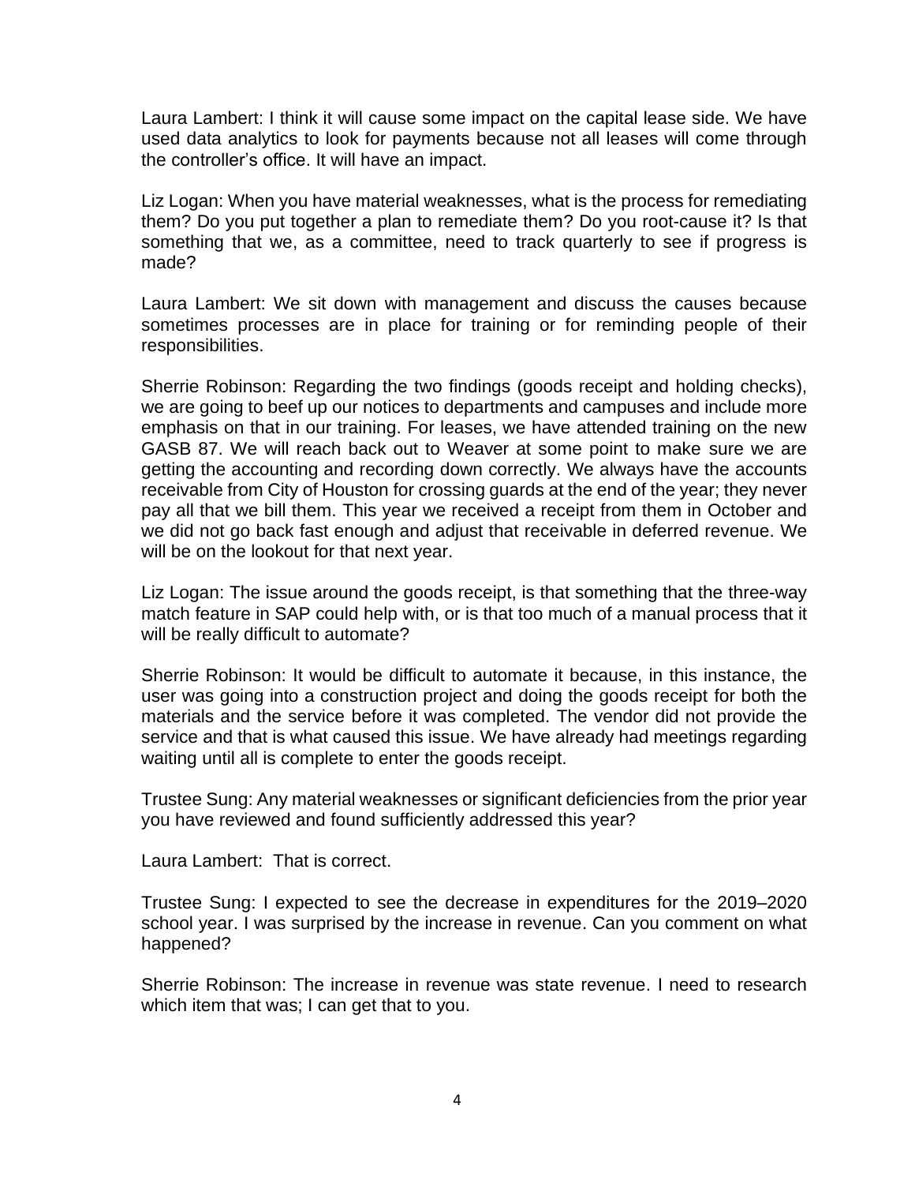Laura Lambert: I think it will cause some impact on the capital lease side. We have used data analytics to look for payments because not all leases will come through the controller's office. It will have an impact.

Liz Logan: When you have material weaknesses, what is the process for remediating them? Do you put together a plan to remediate them? Do you root-cause it? Is that something that we, as a committee, need to track quarterly to see if progress is made?

Laura Lambert: We sit down with management and discuss the causes because sometimes processes are in place for training or for reminding people of their responsibilities.

Sherrie Robinson: Regarding the two findings (goods receipt and holding checks), we are going to beef up our notices to departments and campuses and include more emphasis on that in our training. For leases, we have attended training on the new GASB 87. We will reach back out to Weaver at some point to make sure we are getting the accounting and recording down correctly. We always have the accounts receivable from City of Houston for crossing guards at the end of the year; they never pay all that we bill them. This year we received a receipt from them in October and we did not go back fast enough and adjust that receivable in deferred revenue. We will be on the lookout for that next year.

Liz Logan: The issue around the goods receipt, is that something that the three-way match feature in SAP could help with, or is that too much of a manual process that it will be really difficult to automate?

Sherrie Robinson: It would be difficult to automate it because, in this instance, the user was going into a construction project and doing the goods receipt for both the materials and the service before it was completed. The vendor did not provide the service and that is what caused this issue. We have already had meetings regarding waiting until all is complete to enter the goods receipt.

Trustee Sung: Any material weaknesses or significant deficiencies from the prior year you have reviewed and found sufficiently addressed this year?

Laura Lambert: That is correct.

Trustee Sung: I expected to see the decrease in expenditures for the 2019–2020 school year. I was surprised by the increase in revenue. Can you comment on what happened?

Sherrie Robinson: The increase in revenue was state revenue. I need to research which item that was; I can get that to you.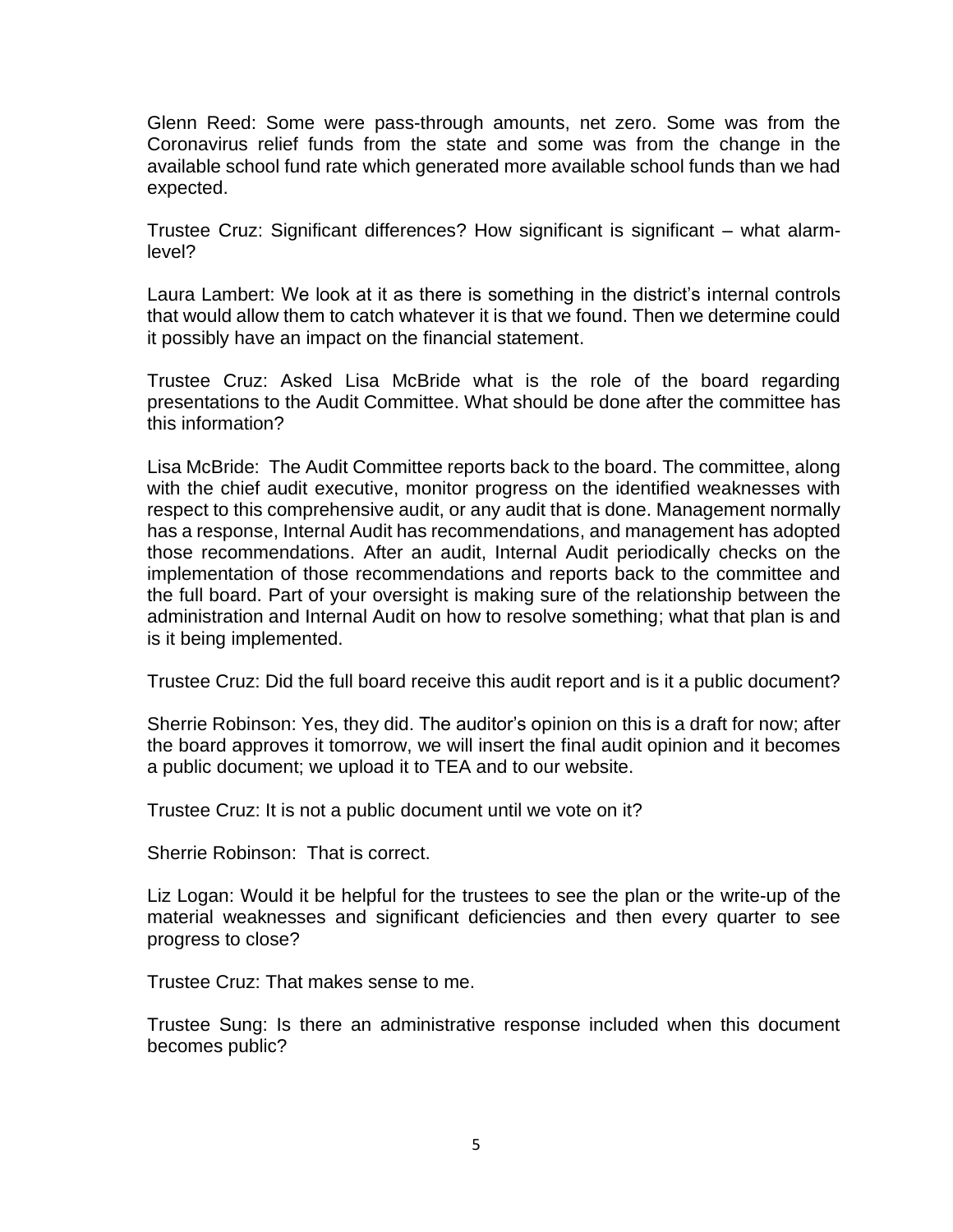Glenn Reed: Some were pass-through amounts, net zero. Some was from the Coronavirus relief funds from the state and some was from the change in the available school fund rate which generated more available school funds than we had expected.

Trustee Cruz: Significant differences? How significant is significant – what alarm-level?

Laura Lambert: We look at it as there is something in the district's internal controls that would allow them to catch whatever it is that we found. Then we determine could it possibly have an impact on the financial statement.

Trustee Cruz: Asked Lisa McBride what is the role of the board regarding presentations to the Audit Committee. What should be done after the committee has this information?

Lisa McBride: The Audit Committee reports back to the board. The committee, along with the chief audit executive, monitor progress on the identified weaknesses with respect to this comprehensive audit, or any audit that is done. Management normally has a response, Internal Audit has recommendations, and management has adopted those recommendations. After an audit, Internal Audit periodically checks on the implementation of those recommendations and reports back to the committee and the full board. Part of your oversight is making sure of the relationship between the administration and Internal Audit on how to resolve something; what that plan is and is it being implemented.

Trustee Cruz: Did the full board receive this audit report and is it a public document?

Sherrie Robinson: Yes, they did. The auditor's opinion on this is a draft for now; after the board approves it tomorrow, we will insert the final audit opinion and it becomes a public document; we upload it to TEA and to our website.

Trustee Cruz: It is not a public document until we vote on it?

Sherrie Robinson: That is correct.

Liz Logan: Would it be helpful for the trustees to see the plan or the write-up of the material weaknesses and significant deficiencies and then every quarter to see progress to close?

Trustee Cruz: That makes sense to me.

Trustee Sung: Is there an administrative response included when this document becomes public?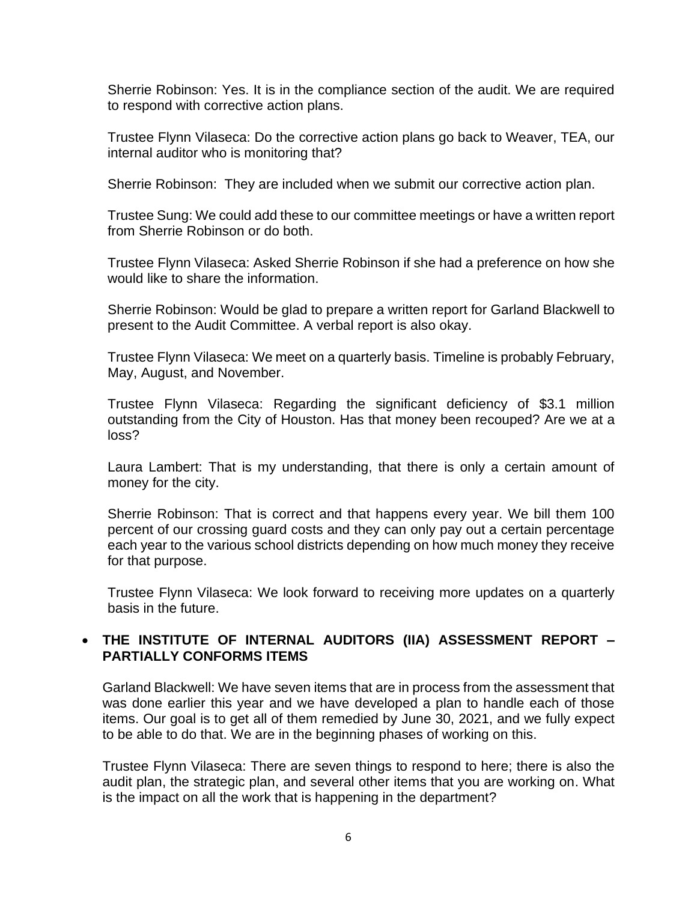Sherrie Robinson: Yes. It is in the compliance section of the audit. We are required to respond with corrective action plans.

Trustee Flynn Vilaseca: Do the corrective action plans go back to Weaver, TEA, our internal auditor who is monitoring that?

Sherrie Robinson: They are included when we submit our corrective action plan.

Trustee Sung: We could add these to our committee meetings or have a written report from Sherrie Robinson or do both.

Trustee Flynn Vilaseca: Asked Sherrie Robinson if she had a preference on how she would like to share the information.

Sherrie Robinson: Would be glad to prepare a written report for Garland Blackwell to present to the Audit Committee. A verbal report is also okay.

Trustee Flynn Vilaseca: We meet on a quarterly basis. Timeline is probably February, May, August, and November.

Trustee Flynn Vilaseca: Regarding the significant deficiency of $3.1 million outstanding from the City of Houston. Has that money been recouped? Are we at a loss?

Laura Lambert: That is my understanding, that there is only a certain amount of money for the city.

Sherrie Robinson: That is correct and that happens every year. We bill them 100 percent of our crossing guard costs and they can only pay out a certain percentage each year to the various school districts depending on how much money they receive for that purpose.

Trustee Flynn Vilaseca: We look forward to receiving more updates on a quarterly basis in the future.

- **THE INSTITUTE OF INTERNAL AUDITORS (IIA) ASSESSMENT REPORT – PARTIALLY CONFORMS ITEMS**

Garland Blackwell: We have seven items that are in process from the assessment that was done earlier this year and we have developed a plan to handle each of those items. Our goal is to get all of them remedied by June 30, 2021, and we fully expect to be able to do that. We are in the beginning phases of working on this.

Trustee Flynn Vilaseca: There are seven things to respond to here; there is also the audit plan, the strategic plan, and several other items that you are working on. What is the impact on all the work that is happening in the department?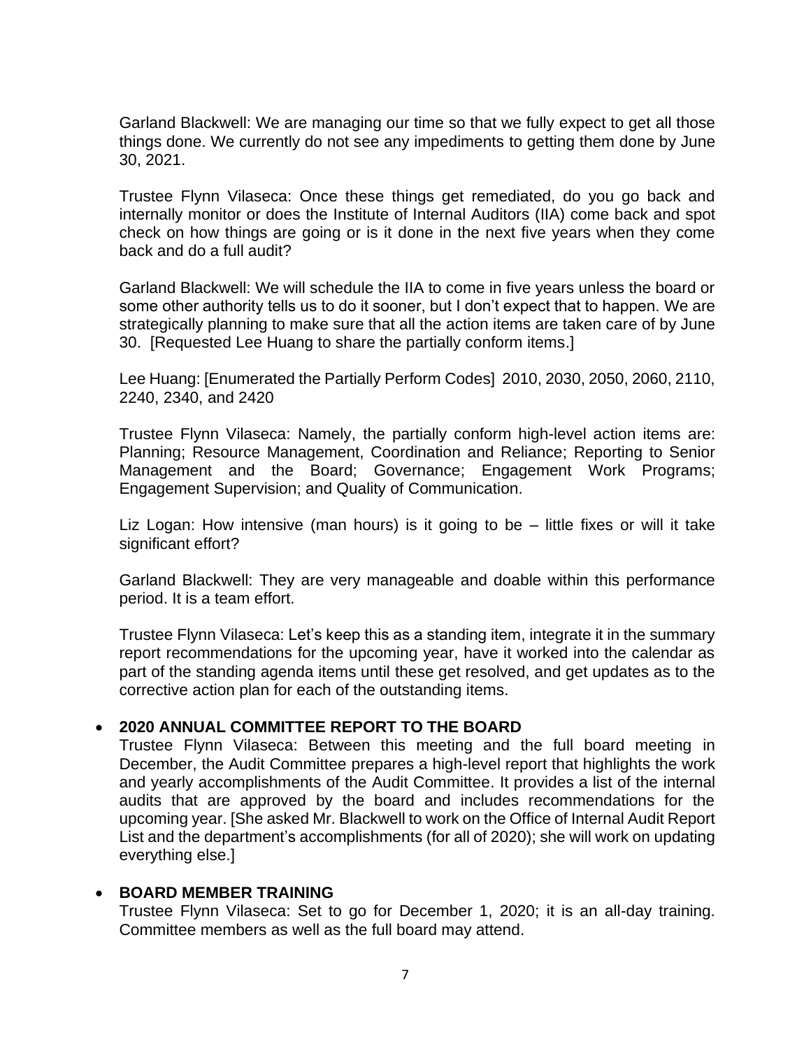Garland Blackwell: We are managing our time so that we fully expect to get all those things done. We currently do not see any impediments to getting them done by June 30, 2021.

Trustee Flynn Vilaseca: Once these things get remediated, do you go back and internally monitor or does the Institute of Internal Auditors (IIA) come back and spot check on how things are going or is it done in the next five years when they come back and do a full audit?

Garland Blackwell: We will schedule the IIA to come in five years unless the board or some other authority tells us to do it sooner, but I don't expect that to happen. We are strategically planning to make sure that all the action items are taken care of by June 30. [Requested Lee Huang to share the partially conform items.]

Lee Huang: [Enumerated the Partially Perform Codes] 2010, 2030, 2050, 2060, 2110, 2240, 2340, and 2420

Trustee Flynn Vilaseca: Namely, the partially conform high-level action items are: Planning; Resource Management, Coordination and Reliance; Reporting to Senior Management and the Board; Governance; Engagement Work Programs; Engagement Supervision; and Quality of Communication.

Liz Logan: How intensive (man hours) is it going to be – little fixes or will it take significant effort?

Garland Blackwell: They are very manageable and doable within this performance period. It is a team effort.

Trustee Flynn Vilaseca: Let's keep this as a standing item, integrate it in the summary report recommendations for the upcoming year, have it worked into the calendar as part of the standing agenda items until these get resolved, and get updates as to the corrective action plan for each of the outstanding items.

- **2020 ANNUAL COMMITTEE REPORT TO THE BOARD**
  Trustee Flynn Vilaseca: Between this meeting and the full board meeting in December, the Audit Committee prepares a high-level report that highlights the work and yearly accomplishments of the Audit Committee. It provides a list of the internal audits that are approved by the board and includes recommendations for the upcoming year. [She asked Mr. Blackwell to work on the Office of Internal Audit Report List and the department's accomplishments (for all of 2020); she will work on updating everything else.]

- **BOARD MEMBER TRAINING**
  Trustee Flynn Vilaseca: Set to go for December 1, 2020; it is an all-day training. Committee members as well as the full board may attend.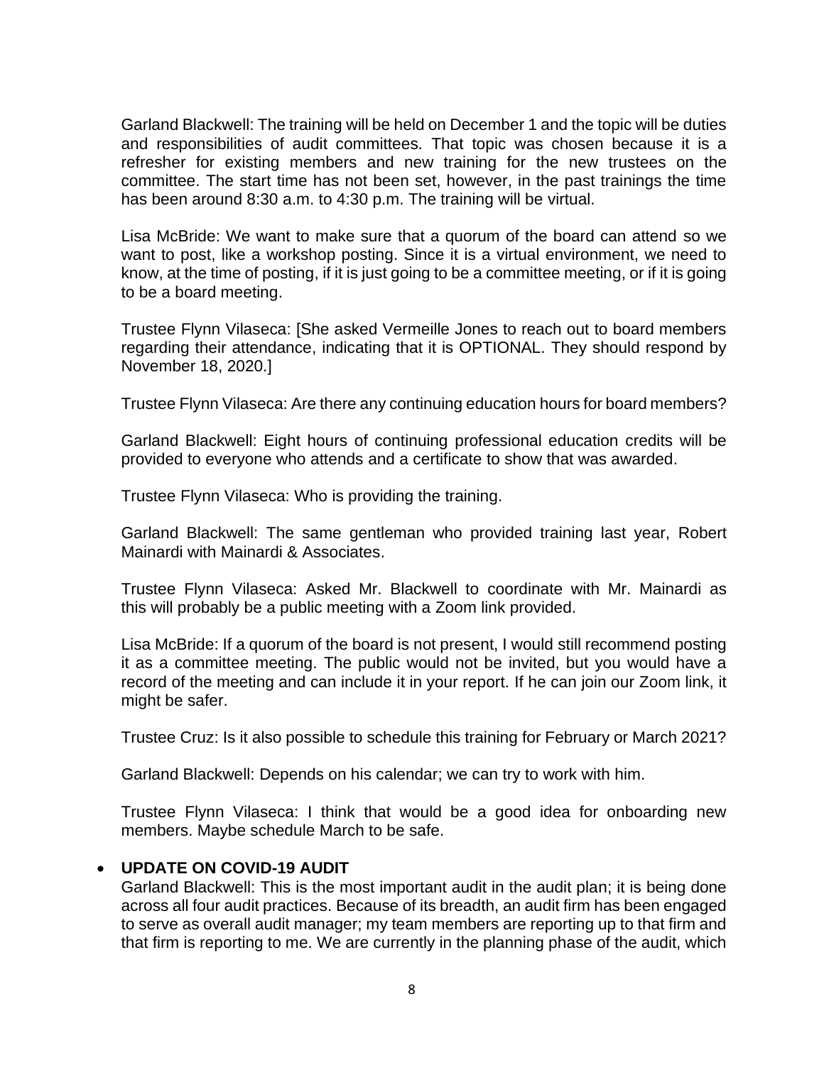Garland Blackwell: The training will be held on December 1 and the topic will be duties and responsibilities of audit committees. That topic was chosen because it is a refresher for existing members and new training for the new trustees on the committee. The start time has not been set, however, in the past trainings the time has been around 8:30 a.m. to 4:30 p.m. The training will be virtual.

Lisa McBride: We want to make sure that a quorum of the board can attend so we want to post, like a workshop posting. Since it is a virtual environment, we need to know, at the time of posting, if it is just going to be a committee meeting, or if it is going to be a board meeting.

Trustee Flynn Vilaseca: [She asked Vermeille Jones to reach out to board members regarding their attendance, indicating that it is OPTIONAL. They should respond by November 18, 2020.]

Trustee Flynn Vilaseca: Are there any continuing education hours for board members?

Garland Blackwell: Eight hours of continuing professional education credits will be provided to everyone who attends and a certificate to show that was awarded.

Trustee Flynn Vilaseca: Who is providing the training.

Garland Blackwell: The same gentleman who provided training last year, Robert Mainardi with Mainardi & Associates.

Trustee Flynn Vilaseca: Asked Mr. Blackwell to coordinate with Mr. Mainardi as this will probably be a public meeting with a Zoom link provided.

Lisa McBride: If a quorum of the board is not present, I would still recommend posting it as a committee meeting. The public would not be invited, but you would have a record of the meeting and can include it in your report. If he can join our Zoom link, it might be safer.

Trustee Cruz: Is it also possible to schedule this training for February or March 2021?

Garland Blackwell: Depends on his calendar; we can try to work with him.

Trustee Flynn Vilaseca: I think that would be a good idea for onboarding new members. Maybe schedule March to be safe.

- **UPDATE ON COVID-19 AUDIT**

  Garland Blackwell: This is the most important audit in the audit plan; it is being done across all four audit practices. Because of its breadth, an audit firm has been engaged to serve as overall audit manager; my team members are reporting up to that firm and that firm is reporting to me. We are currently in the planning phase of the audit, which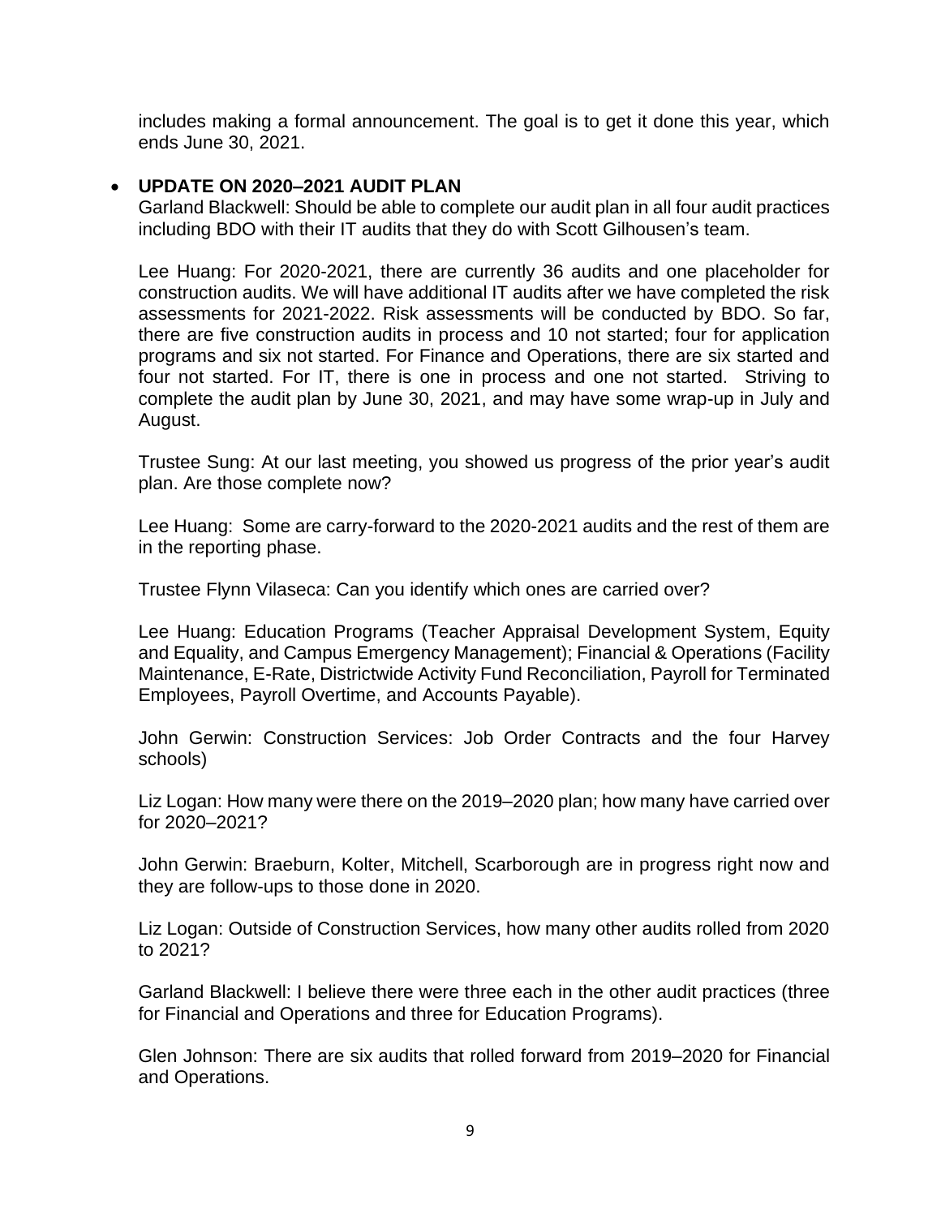includes making a formal announcement. The goal is to get it done this year, which ends June 30, 2021.

- **UPDATE ON 2020–2021 AUDIT PLAN**

  Garland Blackwell: Should be able to complete our audit plan in all four audit practices including BDO with their IT audits that they do with Scott Gilhousen's team.

  Lee Huang: For 2020-2021, there are currently 36 audits and one placeholder for construction audits. We will have additional IT audits after we have completed the risk assessments for 2021-2022. Risk assessments will be conducted by BDO. So far, there are five construction audits in process and 10 not started; four for application programs and six not started. For Finance and Operations, there are six started and four not started. For IT, there is one in process and one not started. Striving to complete the audit plan by June 30, 2021, and may have some wrap-up in July and August.

  Trustee Sung: At our last meeting, you showed us progress of the prior year's audit plan. Are those complete now?

  Lee Huang: Some are carry-forward to the 2020-2021 audits and the rest of them are in the reporting phase.

  Trustee Flynn Vilaseca: Can you identify which ones are carried over?

  Lee Huang: Education Programs (Teacher Appraisal Development System, Equity and Equality, and Campus Emergency Management); Financial & Operations (Facility Maintenance, E-Rate, Districtwide Activity Fund Reconciliation, Payroll for Terminated Employees, Payroll Overtime, and Accounts Payable).

  John Gerwin: Construction Services: Job Order Contracts and the four Harvey schools)

  Liz Logan: How many were there on the 2019–2020 plan; how many have carried over for 2020–2021?

  John Gerwin: Braeburn, Kolter, Mitchell, Scarborough are in progress right now and they are follow-ups to those done in 2020.

  Liz Logan: Outside of Construction Services, how many other audits rolled from 2020 to 2021?

  Garland Blackwell: I believe there were three each in the other audit practices (three for Financial and Operations and three for Education Programs).

  Glen Johnson: There are six audits that rolled forward from 2019–2020 for Financial and Operations.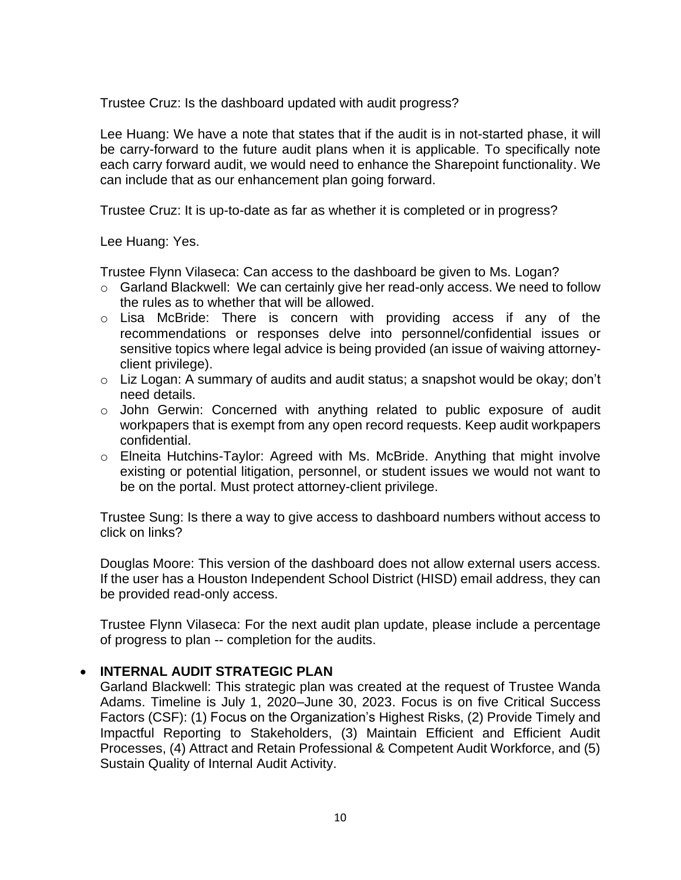Trustee Cruz: Is the dashboard updated with audit progress?

Lee Huang: We have a note that states that if the audit is in not-started phase, it will be carry-forward to the future audit plans when it is applicable. To specifically note each carry forward audit, we would need to enhance the Sharepoint functionality. We can include that as our enhancement plan going forward.

Trustee Cruz: It is up-to-date as far as whether it is completed or in progress?

Lee Huang: Yes.

Trustee Flynn Vilaseca: Can access to the dashboard be given to Ms. Logan?

- Garland Blackwell: We can certainly give her read-only access. We need to follow the rules as to whether that will be allowed.
- Lisa McBride: There is concern with providing access if any of the recommendations or responses delve into personnel/confidential issues or sensitive topics where legal advice is being provided (an issue of waiving attorney-client privilege).
- Liz Logan: A summary of audits and audit status; a snapshot would be okay; don't need details.
- John Gerwin: Concerned with anything related to public exposure of audit workpapers that is exempt from any open record requests. Keep audit workpapers confidential.
- Elneita Hutchins-Taylor: Agreed with Ms. McBride. Anything that might involve existing or potential litigation, personnel, or student issues we would not want to be on the portal. Must protect attorney-client privilege.

Trustee Sung: Is there a way to give access to dashboard numbers without access to click on links?

Douglas Moore: This version of the dashboard does not allow external users access. If the user has a Houston Independent School District (HISD) email address, they can be provided read-only access.

Trustee Flynn Vilaseca: For the next audit plan update, please include a percentage of progress to plan -- completion for the audits.

- **INTERNAL AUDIT STRATEGIC PLAN**

  Garland Blackwell: This strategic plan was created at the request of Trustee Wanda Adams. Timeline is July 1, 2020–June 30, 2023. Focus is on five Critical Success Factors (CSF): (1) Focus on the Organization's Highest Risks, (2) Provide Timely and Impactful Reporting to Stakeholders, (3) Maintain Efficient and Efficient Audit Processes, (4) Attract and Retain Professional & Competent Audit Workforce, and (5) Sustain Quality of Internal Audit Activity.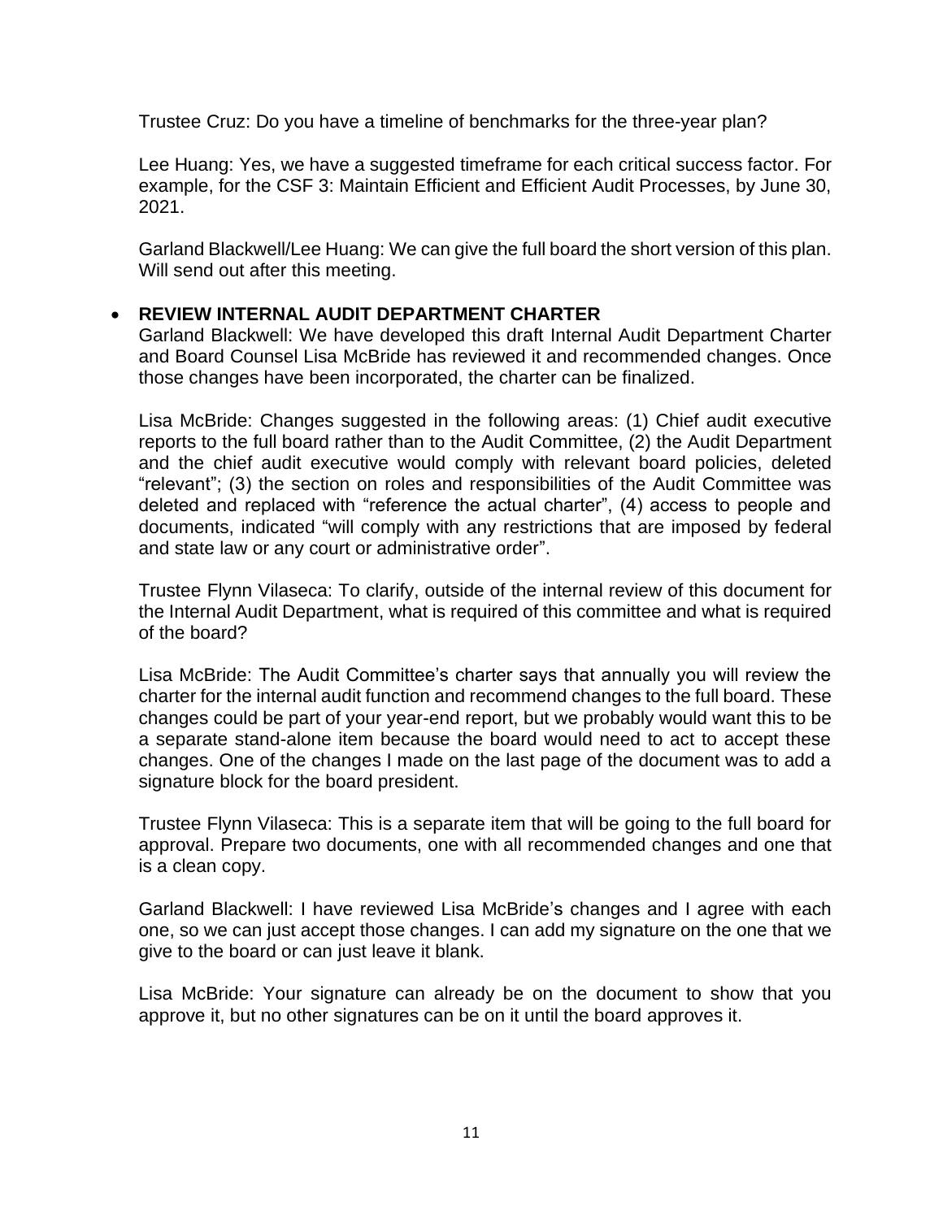Trustee Cruz: Do you have a timeline of benchmarks for the three-year plan?

Lee Huang: Yes, we have a suggested timeframe for each critical success factor. For example, for the CSF 3: Maintain Efficient and Efficient Audit Processes, by June 30, 2021.

Garland Blackwell/Lee Huang: We can give the full board the short version of this plan. Will send out after this meeting.

- **REVIEW INTERNAL AUDIT DEPARTMENT CHARTER**

  Garland Blackwell: We have developed this draft Internal Audit Department Charter and Board Counsel Lisa McBride has reviewed it and recommended changes. Once those changes have been incorporated, the charter can be finalized.

  Lisa McBride: Changes suggested in the following areas: (1) Chief audit executive reports to the full board rather than to the Audit Committee, (2) the Audit Department and the chief audit executive would comply with relevant board policies, deleted "relevant"; (3) the section on roles and responsibilities of the Audit Committee was deleted and replaced with "reference the actual charter", (4) access to people and documents, indicated "will comply with any restrictions that are imposed by federal and state law or any court or administrative order".

  Trustee Flynn Vilaseca: To clarify, outside of the internal review of this document for the Internal Audit Department, what is required of this committee and what is required of the board?

  Lisa McBride: The Audit Committee's charter says that annually you will review the charter for the internal audit function and recommend changes to the full board. These changes could be part of your year-end report, but we probably would want this to be a separate stand-alone item because the board would need to act to accept these changes. One of the changes I made on the last page of the document was to add a signature block for the board president.

  Trustee Flynn Vilaseca: This is a separate item that will be going to the full board for approval. Prepare two documents, one with all recommended changes and one that is a clean copy.

  Garland Blackwell: I have reviewed Lisa McBride's changes and I agree with each one, so we can just accept those changes. I can add my signature on the one that we give to the board or can just leave it blank.

  Lisa McBride: Your signature can already be on the document to show that you approve it, but no other signatures can be on it until the board approves it.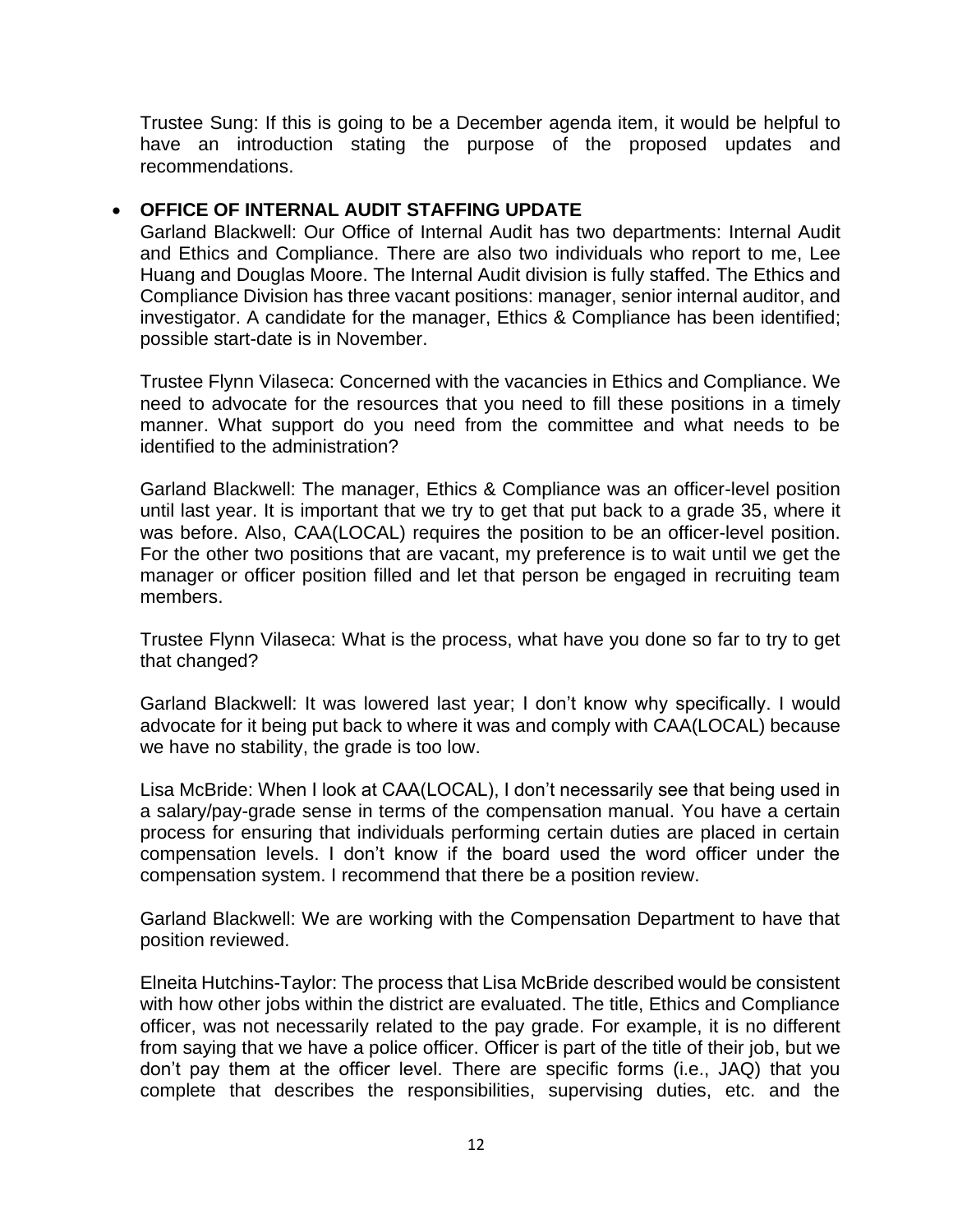Trustee Sung: If this is going to be a December agenda item, it would be helpful to have an introduction stating the purpose of the proposed updates and recommendations.

- **OFFICE OF INTERNAL AUDIT STAFFING UPDATE**

  Garland Blackwell: Our Office of Internal Audit has two departments: Internal Audit and Ethics and Compliance. There are also two individuals who report to me, Lee Huang and Douglas Moore. The Internal Audit division is fully staffed. The Ethics and Compliance Division has three vacant positions: manager, senior internal auditor, and investigator. A candidate for the manager, Ethics & Compliance has been identified; possible start-date is in November.

  Trustee Flynn Vilaseca: Concerned with the vacancies in Ethics and Compliance. We need to advocate for the resources that you need to fill these positions in a timely manner. What support do you need from the committee and what needs to be identified to the administration?

  Garland Blackwell: The manager, Ethics & Compliance was an officer-level position until last year. It is important that we try to get that put back to a grade 35, where it was before. Also, CAA(LOCAL) requires the position to be an officer-level position. For the other two positions that are vacant, my preference is to wait until we get the manager or officer position filled and let that person be engaged in recruiting team members.

  Trustee Flynn Vilaseca: What is the process, what have you done so far to try to get that changed?

  Garland Blackwell: It was lowered last year; I don't know why specifically. I would advocate for it being put back to where it was and comply with CAA(LOCAL) because we have no stability, the grade is too low.

  Lisa McBride: When I look at CAA(LOCAL), I don't necessarily see that being used in a salary/pay-grade sense in terms of the compensation manual. You have a certain process for ensuring that individuals performing certain duties are placed in certain compensation levels. I don't know if the board used the word officer under the compensation system. I recommend that there be a position review.

  Garland Blackwell: We are working with the Compensation Department to have that position reviewed.

  Elneita Hutchins-Taylor: The process that Lisa McBride described would be consistent with how other jobs within the district are evaluated. The title, Ethics and Compliance officer, was not necessarily related to the pay grade. For example, it is no different from saying that we have a police officer. Officer is part of the title of their job, but we don't pay them at the officer level. There are specific forms (i.e., JAQ) that you complete that describes the responsibilities, supervising duties, etc. and the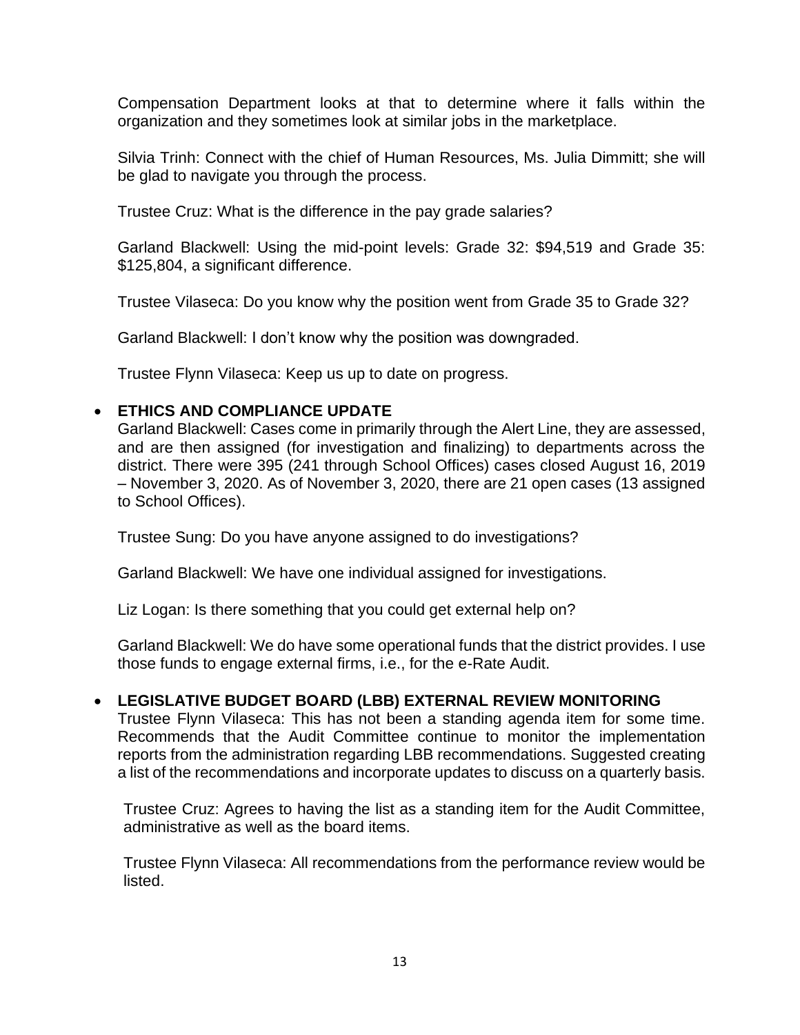Compensation Department looks at that to determine where it falls within the organization and they sometimes look at similar jobs in the marketplace.

Silvia Trinh: Connect with the chief of Human Resources, Ms. Julia Dimmitt; she will be glad to navigate you through the process.

Trustee Cruz: What is the difference in the pay grade salaries?

Garland Blackwell: Using the mid-point levels: Grade 32: $94,519 and Grade 35: $125,804, a significant difference.

Trustee Vilaseca: Do you know why the position went from Grade 35 to Grade 32?

Garland Blackwell: I don't know why the position was downgraded.

Trustee Flynn Vilaseca: Keep us up to date on progress.

- **ETHICS AND COMPLIANCE UPDATE**
  Garland Blackwell: Cases come in primarily through the Alert Line, they are assessed, and are then assigned (for investigation and finalizing) to departments across the district. There were 395 (241 through School Offices) cases closed August 16, 2019 – November 3, 2020. As of November 3, 2020, there are 21 open cases (13 assigned to School Offices).

  Trustee Sung: Do you have anyone assigned to do investigations?

  Garland Blackwell: We have one individual assigned for investigations.

  Liz Logan: Is there something that you could get external help on?

  Garland Blackwell: We do have some operational funds that the district provides. I use those funds to engage external firms, i.e., for the e-Rate Audit.

- **LEGISLATIVE BUDGET BOARD (LBB) EXTERNAL REVIEW MONITORING**
  Trustee Flynn Vilaseca: This has not been a standing agenda item for some time. Recommends that the Audit Committee continue to monitor the implementation reports from the administration regarding LBB recommendations. Suggested creating a list of the recommendations and incorporate updates to discuss on a quarterly basis.

  Trustee Cruz: Agrees to having the list as a standing item for the Audit Committee, administrative as well as the board items.

  Trustee Flynn Vilaseca: All recommendations from the performance review would be listed.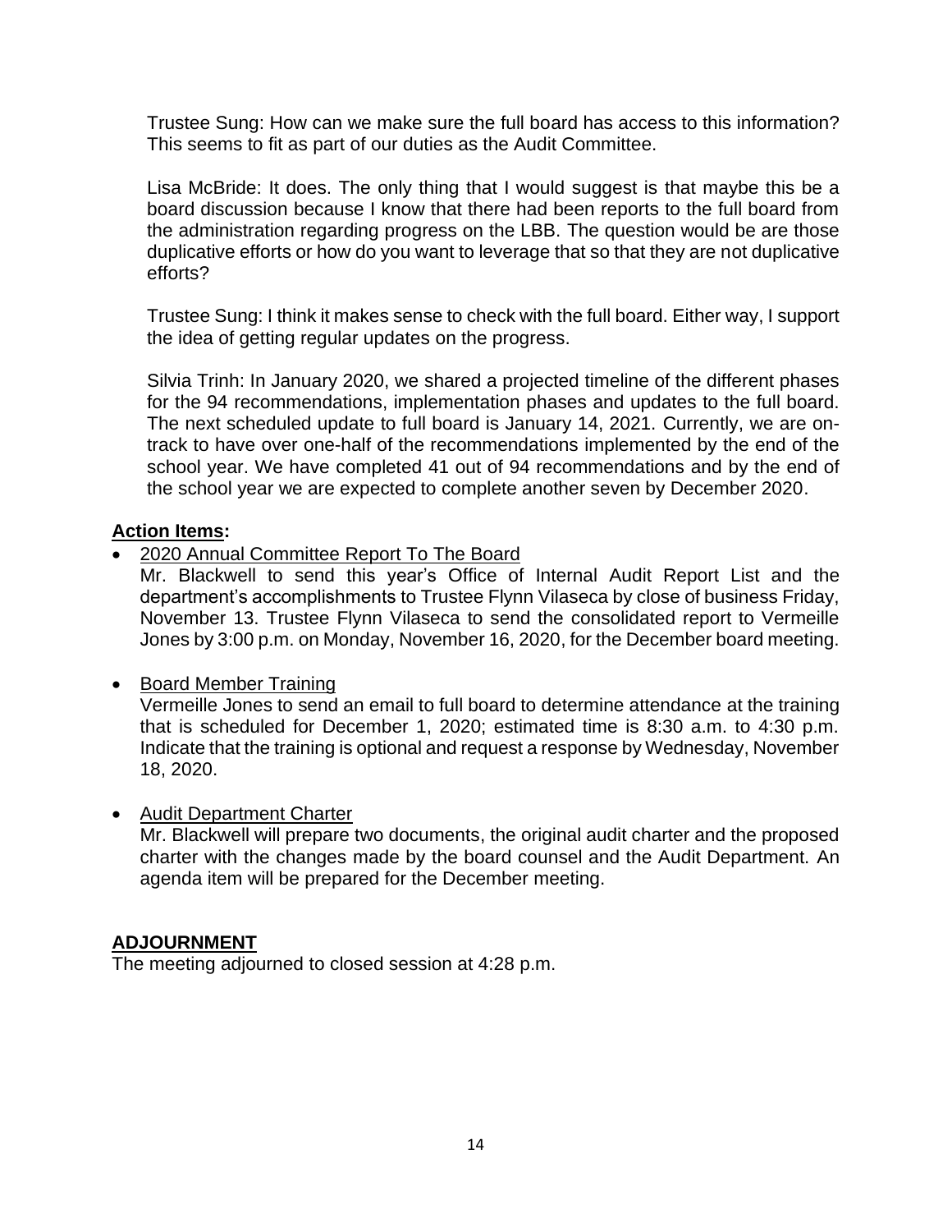Trustee Sung: How can we make sure the full board has access to this information? This seems to fit as part of our duties as the Audit Committee.

Lisa McBride: It does. The only thing that I would suggest is that maybe this be a board discussion because I know that there had been reports to the full board from the administration regarding progress on the LBB. The question would be are those duplicative efforts or how do you want to leverage that so that they are not duplicative efforts?

Trustee Sung: I think it makes sense to check with the full board. Either way, I support the idea of getting regular updates on the progress.

Silvia Trinh: In January 2020, we shared a projected timeline of the different phases for the 94 recommendations, implementation phases and updates to the full board. The next scheduled update to full board is January 14, 2021. Currently, we are on-track to have over one-half of the recommendations implemented by the end of the school year. We have completed 41 out of 94 recommendations and by the end of the school year we are expected to complete another seven by December 2020.

**Action Items:**

- 2020 Annual Committee Report To The Board
  Mr. Blackwell to send this year's Office of Internal Audit Report List and the department's accomplishments to Trustee Flynn Vilaseca by close of business Friday, November 13. Trustee Flynn Vilaseca to send the consolidated report to Vermeille Jones by 3:00 p.m. on Monday, November 16, 2020, for the December board meeting.

- Board Member Training
  Vermeille Jones to send an email to full board to determine attendance at the training that is scheduled for December 1, 2020; estimated time is 8:30 a.m. to 4:30 p.m. Indicate that the training is optional and request a response by Wednesday, November 18, 2020.

- Audit Department Charter
  Mr. Blackwell will prepare two documents, the original audit charter and the proposed charter with the changes made by the board counsel and the Audit Department. An agenda item will be prepared for the December meeting.

## ADJOURNMENT

The meeting adjourned to closed session at 4:28 p.m.